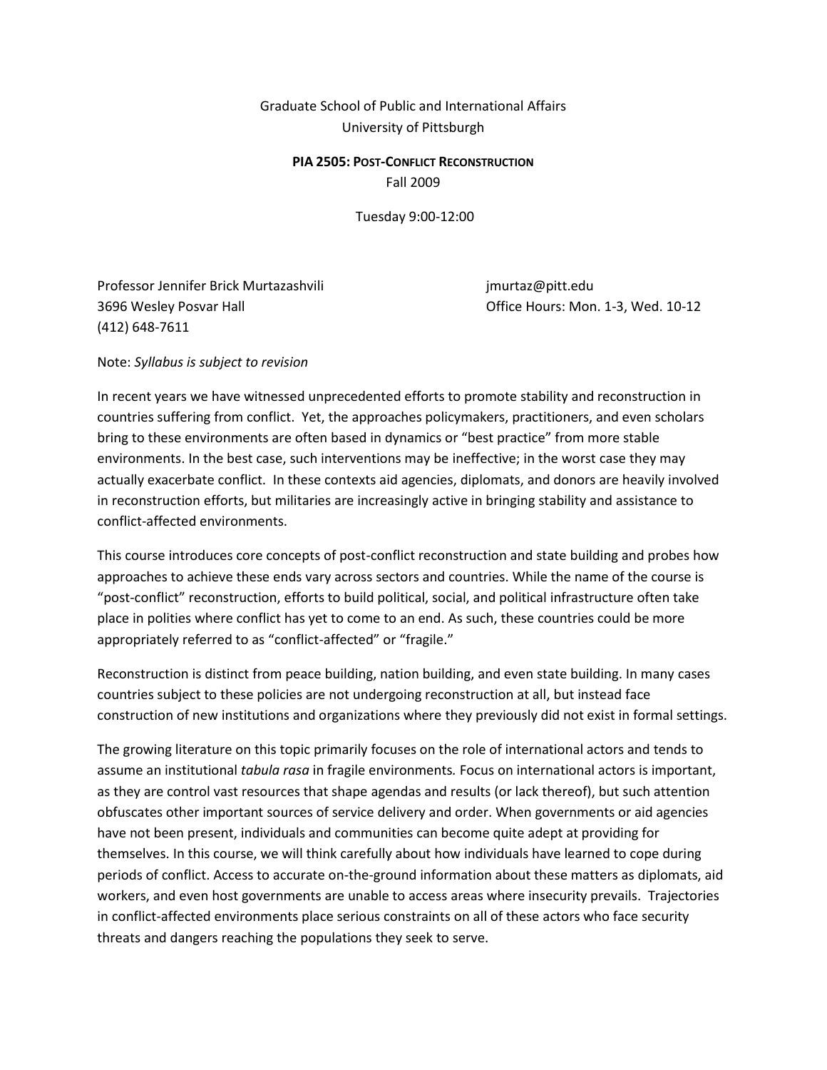Graduate School of Public and International Affairs
University of Pittsburgh

**PIA 2505: POST-CONFLICT RECONSTRUCTION**
Fall 2009

Tuesday 9:00-12:00

Professor Jennifer Brick Murtazashvili
3696 Wesley Posvar Hall
(412) 648-7611

jmurtaz@pitt.edu
Office Hours: Mon. 1-3, Wed. 10-12

Note: *Syllabus is subject to revision*

In recent years we have witnessed unprecedented efforts to promote stability and reconstruction in countries suffering from conflict. Yet, the approaches policymakers, practitioners, and even scholars bring to these environments are often based in dynamics or "best practice" from more stable environments. In the best case, such interventions may be ineffective; in the worst case they may actually exacerbate conflict. In these contexts aid agencies, diplomats, and donors are heavily involved in reconstruction efforts, but militaries are increasingly active in bringing stability and assistance to conflict-affected environments.

This course introduces core concepts of post-conflict reconstruction and state building and probes how approaches to achieve these ends vary across sectors and countries. While the name of the course is "post-conflict" reconstruction, efforts to build political, social, and political infrastructure often take place in polities where conflict has yet to come to an end. As such, these countries could be more appropriately referred to as "conflict-affected" or "fragile."

Reconstruction is distinct from peace building, nation building, and even state building. In many cases countries subject to these policies are not undergoing reconstruction at all, but instead face construction of new institutions and organizations where they previously did not exist in formal settings.

The growing literature on this topic primarily focuses on the role of international actors and tends to assume an institutional *tabula rasa* in fragile environments. Focus on international actors is important, as they are control vast resources that shape agendas and results (or lack thereof), but such attention obfuscates other important sources of service delivery and order. When governments or aid agencies have not been present, individuals and communities can become quite adept at providing for themselves. In this course, we will think carefully about how individuals have learned to cope during periods of conflict. Access to accurate on-the-ground information about these matters as diplomats, aid workers, and even host governments are unable to access areas where insecurity prevails. Trajectories in conflict-affected environments place serious constraints on all of these actors who face security threats and dangers reaching the populations they seek to serve.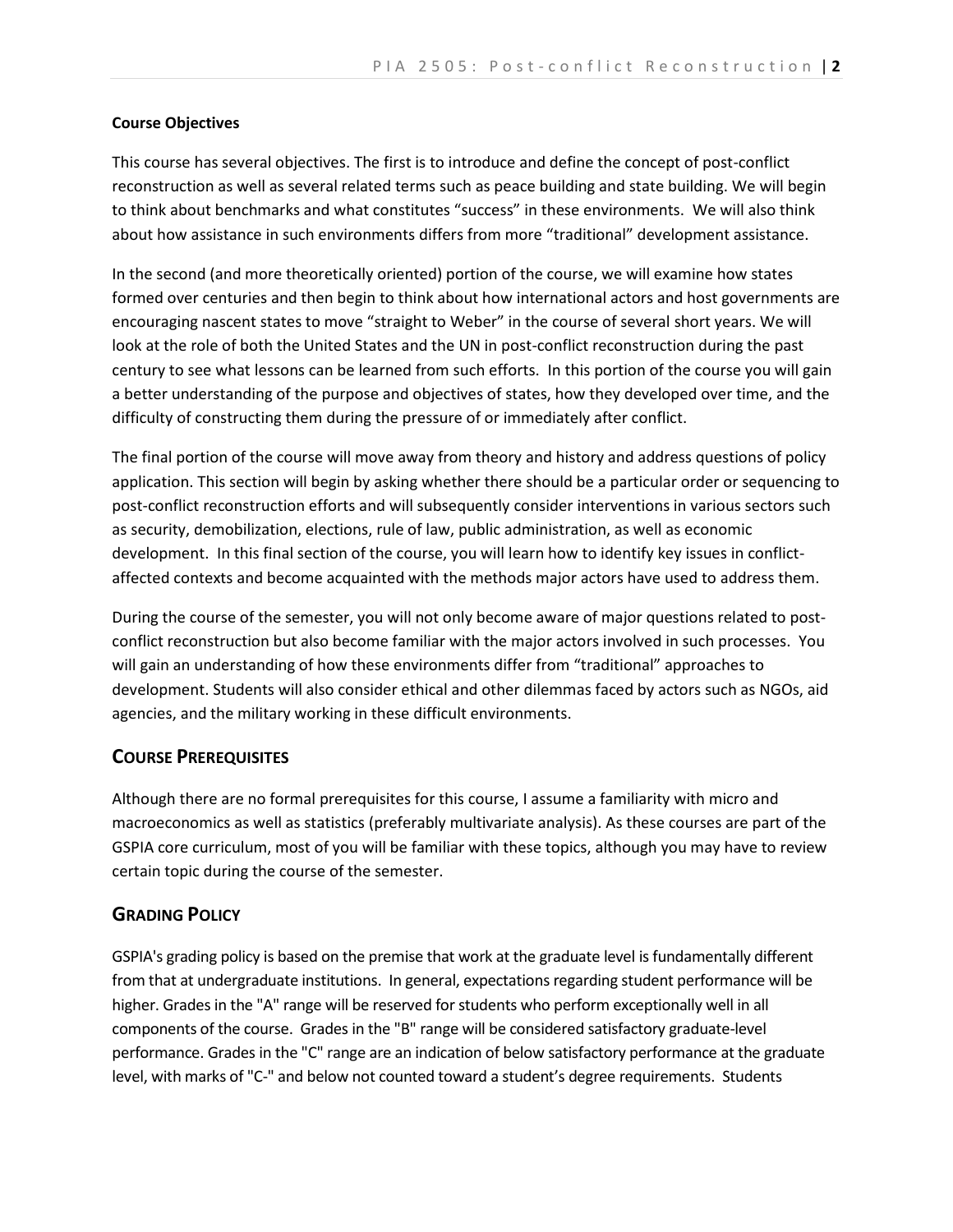**Course Objectives**

This course has several objectives. The first is to introduce and define the concept of post-conflict reconstruction as well as several related terms such as peace building and state building. We will begin to think about benchmarks and what constitutes "success" in these environments. We will also think about how assistance in such environments differs from more "traditional" development assistance.

In the second (and more theoretically oriented) portion of the course, we will examine how states formed over centuries and then begin to think about how international actors and host governments are encouraging nascent states to move "straight to Weber" in the course of several short years. We will look at the role of both the United States and the UN in post-conflict reconstruction during the past century to see what lessons can be learned from such efforts. In this portion of the course you will gain a better understanding of the purpose and objectives of states, how they developed over time, and the difficulty of constructing them during the pressure of or immediately after conflict.

The final portion of the course will move away from theory and history and address questions of policy application. This section will begin by asking whether there should be a particular order or sequencing to post-conflict reconstruction efforts and will subsequently consider interventions in various sectors such as security, demobilization, elections, rule of law, public administration, as well as economic development. In this final section of the course, you will learn how to identify key issues in conflict-affected contexts and become acquainted with the methods major actors have used to address them.

During the course of the semester, you will not only become aware of major questions related to post-conflict reconstruction but also become familiar with the major actors involved in such processes. You will gain an understanding of how these environments differ from "traditional" approaches to development. Students will also consider ethical and other dilemmas faced by actors such as NGOs, aid agencies, and the military working in these difficult environments.

## Course Prerequisites

Although there are no formal prerequisites for this course, I assume a familiarity with micro and macroeconomics as well as statistics (preferably multivariate analysis). As these courses are part of the GSPIA core curriculum, most of you will be familiar with these topics, although you may have to review certain topic during the course of the semester.

## Grading Policy

GSPIA's grading policy is based on the premise that work at the graduate level is fundamentally different from that at undergraduate institutions. In general, expectations regarding student performance will be higher. Grades in the "A" range will be reserved for students who perform exceptionally well in all components of the course. Grades in the "B" range will be considered satisfactory graduate-level performance. Grades in the "C" range are an indication of below satisfactory performance at the graduate level, with marks of "C-" and below not counted toward a student's degree requirements. Students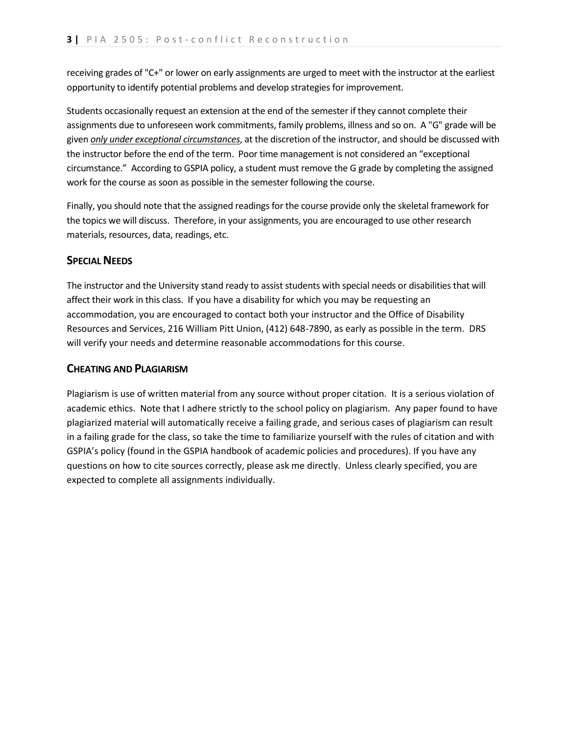receiving grades of "C+" or lower on early assignments are urged to meet with the instructor at the earliest opportunity to identify potential problems and develop strategies for improvement.

Students occasionally request an extension at the end of the semester if they cannot complete their assignments due to unforeseen work commitments, family problems, illness and so on. A "G" grade will be given ***only under exceptional circumstances***, at the discretion of the instructor, and should be discussed with the instructor before the end of the term. Poor time management is not considered an "exceptional circumstance." According to GSPIA policy, a student must remove the G grade by completing the assigned work for the course as soon as possible in the semester following the course.

Finally, you should note that the assigned readings for the course provide only the skeletal framework for the topics we will discuss. Therefore, in your assignments, you are encouraged to use other research materials, resources, data, readings, etc.

## SPECIAL NEEDS

The instructor and the University stand ready to assist students with special needs or disabilities that will affect their work in this class. If you have a disability for which you may be requesting an accommodation, you are encouraged to contact both your instructor and the Office of Disability Resources and Services, 216 William Pitt Union, (412) 648-7890, as early as possible in the term. DRS will verify your needs and determine reasonable accommodations for this course.

## CHEATING AND PLAGIARISM

Plagiarism is use of written material from any source without proper citation. It is a serious violation of academic ethics. Note that I adhere strictly to the school policy on plagiarism. Any paper found to have plagiarized material will automatically receive a failing grade, and serious cases of plagiarism can result in a failing grade for the class, so take the time to familiarize yourself with the rules of citation and with GSPIA's policy (found in the GSPIA handbook of academic policies and procedures). If you have any questions on how to cite sources correctly, please ask me directly. Unless clearly specified, you are expected to complete all assignments individually.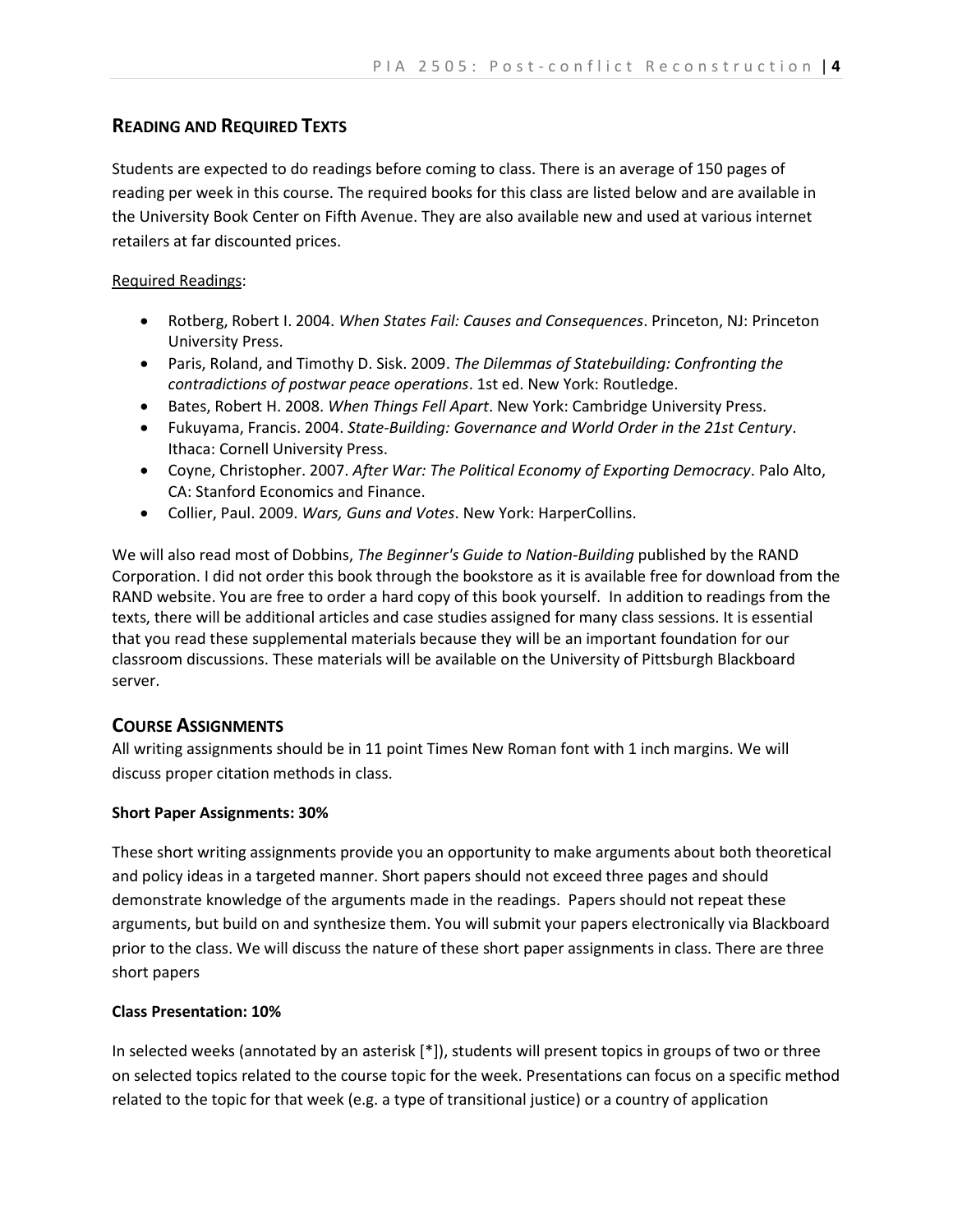## READING AND REQUIRED TEXTS

Students are expected to do readings before coming to class. There is an average of 150 pages of reading per week in this course. The required books for this class are listed below and are available in the University Book Center on Fifth Avenue. They are also available new and used at various internet retailers at far discounted prices.

Required Readings:

- Rotberg, Robert I. 2004. *When States Fail: Causes and Consequences*. Princeton, NJ: Princeton University Press.
- Paris, Roland, and Timothy D. Sisk. 2009. *The Dilemmas of Statebuilding: Confronting the contradictions of postwar peace operations*. 1st ed. New York: Routledge.
- Bates, Robert H. 2008. *When Things Fell Apart*. New York: Cambridge University Press.
- Fukuyama, Francis. 2004. *State-Building: Governance and World Order in the 21st Century*. Ithaca: Cornell University Press.
- Coyne, Christopher. 2007. *After War: The Political Economy of Exporting Democracy*. Palo Alto, CA: Stanford Economics and Finance.
- Collier, Paul. 2009. *Wars, Guns and Votes*. New York: HarperCollins.

We will also read most of Dobbins, *The Beginner's Guide to Nation-Building* published by the RAND Corporation. I did not order this book through the bookstore as it is available free for download from the RAND website. You are free to order a hard copy of this book yourself. In addition to readings from the texts, there will be additional articles and case studies assigned for many class sessions. It is essential that you read these supplemental materials because they will be an important foundation for our classroom discussions. These materials will be available on the University of Pittsburgh Blackboard server.

## COURSE ASSIGNMENTS

All writing assignments should be in 11 point Times New Roman font with 1 inch margins. We will discuss proper citation methods in class.

**Short Paper Assignments: 30%**

These short writing assignments provide you an opportunity to make arguments about both theoretical and policy ideas in a targeted manner. Short papers should not exceed three pages and should demonstrate knowledge of the arguments made in the readings. Papers should not repeat these arguments, but build on and synthesize them. You will submit your papers electronically via Blackboard prior to the class. We will discuss the nature of these short paper assignments in class. There are three short papers

**Class Presentation: 10%**

In selected weeks (annotated by an asterisk [*]), students will present topics in groups of two or three on selected topics related to the course topic for the week. Presentations can focus on a specific method related to the topic for that week (e.g. a type of transitional justice) or a country of application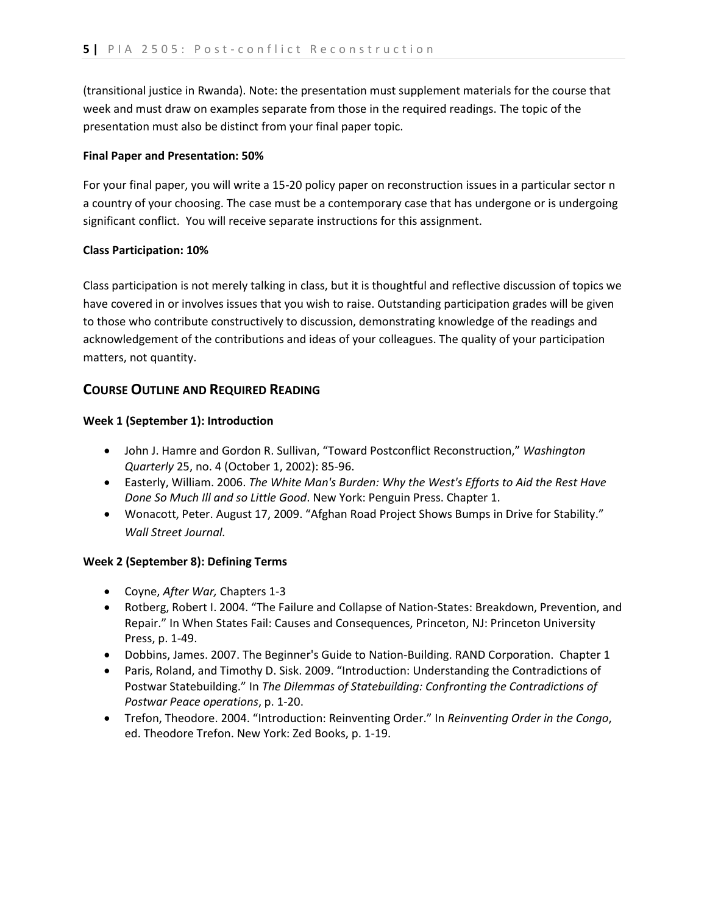(transitional justice in Rwanda). Note: the presentation must supplement materials for the course that week and must draw on examples separate from those in the required readings. The topic of the presentation must also be distinct from your final paper topic.

**Final Paper and Presentation: 50%**

For your final paper, you will write a 15-20 policy paper on reconstruction issues in a particular sector n a country of your choosing. The case must be a contemporary case that has undergone or is undergoing significant conflict. You will receive separate instructions for this assignment.

**Class Participation: 10%**

Class participation is not merely talking in class, but it is thoughtful and reflective discussion of topics we have covered in or involves issues that you wish to raise. Outstanding participation grades will be given to those who contribute constructively to discussion, demonstrating knowledge of the readings and acknowledgement of the contributions and ideas of your colleagues. The quality of your participation matters, not quantity.

## COURSE OUTLINE AND REQUIRED READING

**Week 1 (September 1): Introduction**

- John J. Hamre and Gordon R. Sullivan, "Toward Postconflict Reconstruction," *Washington Quarterly* 25, no. 4 (October 1, 2002): 85-96.
- Easterly, William. 2006. *The White Man's Burden: Why the West's Efforts to Aid the Rest Have Done So Much Ill and so Little Good*. New York: Penguin Press. Chapter 1.
- Wonacott, Peter. August 17, 2009. "Afghan Road Project Shows Bumps in Drive for Stability." *Wall Street Journal.*

**Week 2 (September 8): Defining Terms**

- Coyne, *After War,* Chapters 1-3
- Rotberg, Robert I. 2004. "The Failure and Collapse of Nation-States: Breakdown, Prevention, and Repair." In When States Fail: Causes and Consequences, Princeton, NJ: Princeton University Press, p. 1-49.
- Dobbins, James. 2007. The Beginner's Guide to Nation-Building. RAND Corporation. Chapter 1
- Paris, Roland, and Timothy D. Sisk. 2009. "Introduction: Understanding the Contradictions of Postwar Statebuilding." In *The Dilemmas of Statebuilding: Confronting the Contradictions of Postwar Peace operations*, p. 1-20.
- Trefon, Theodore. 2004. "Introduction: Reinventing Order." In *Reinventing Order in the Congo*, ed. Theodore Trefon. New York: Zed Books, p. 1-19.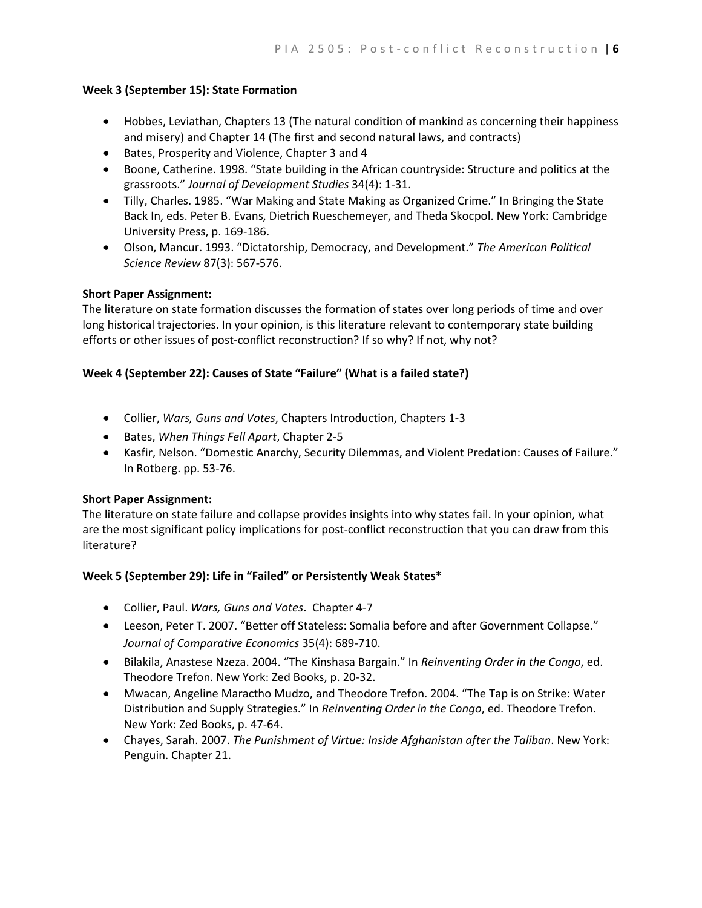**Week 3 (September 15): State Formation**

- Hobbes, Leviathan, Chapters 13 (The natural condition of mankind as concerning their happiness and misery) and Chapter 14 (The first and second natural laws, and contracts)
- Bates, Prosperity and Violence, Chapter 3 and 4
- Boone, Catherine. 1998. "State building in the African countryside: Structure and politics at the grassroots." *Journal of Development Studies* 34(4): 1-31.
- Tilly, Charles. 1985. "War Making and State Making as Organized Crime." In Bringing the State Back In, eds. Peter B. Evans, Dietrich Rueschemeyer, and Theda Skocpol. New York: Cambridge University Press, p. 169-186.
- Olson, Mancur. 1993. "Dictatorship, Democracy, and Development." *The American Political Science Review* 87(3): 567-576.

**Short Paper Assignment:**

The literature on state formation discusses the formation of states over long periods of time and over long historical trajectories. In your opinion, is this literature relevant to contemporary state building efforts or other issues of post-conflict reconstruction? If so why? If not, why not?

**Week 4 (September 22): Causes of State "Failure" (What is a failed state?)**

- Collier, *Wars, Guns and Votes*, Chapters Introduction, Chapters 1-3
- Bates, *When Things Fell Apart*, Chapter 2-5
- Kasfir, Nelson. "Domestic Anarchy, Security Dilemmas, and Violent Predation: Causes of Failure." In Rotberg. pp. 53-76.

**Short Paper Assignment:**

The literature on state failure and collapse provides insights into why states fail. In your opinion, what are the most significant policy implications for post-conflict reconstruction that you can draw from this literature?

**Week 5 (September 29): Life in "Failed" or Persistently Weak States***

- Collier, Paul. *Wars, Guns and Votes*. Chapter 4-7
- Leeson, Peter T. 2007. "Better off Stateless: Somalia before and after Government Collapse." *Journal of Comparative Economics* 35(4): 689-710.
- Bilakila, Anastese Nzeza. 2004. "The Kinshasa Bargain." In *Reinventing Order in the Congo*, ed. Theodore Trefon. New York: Zed Books, p. 20-32.
- Mwacan, Angeline Maractho Mudzo, and Theodore Trefon. 2004. "The Tap is on Strike: Water Distribution and Supply Strategies." In *Reinventing Order in the Congo*, ed. Theodore Trefon. New York: Zed Books, p. 47-64.
- Chayes, Sarah. 2007. *The Punishment of Virtue: Inside Afghanistan after the Taliban*. New York: Penguin. Chapter 21.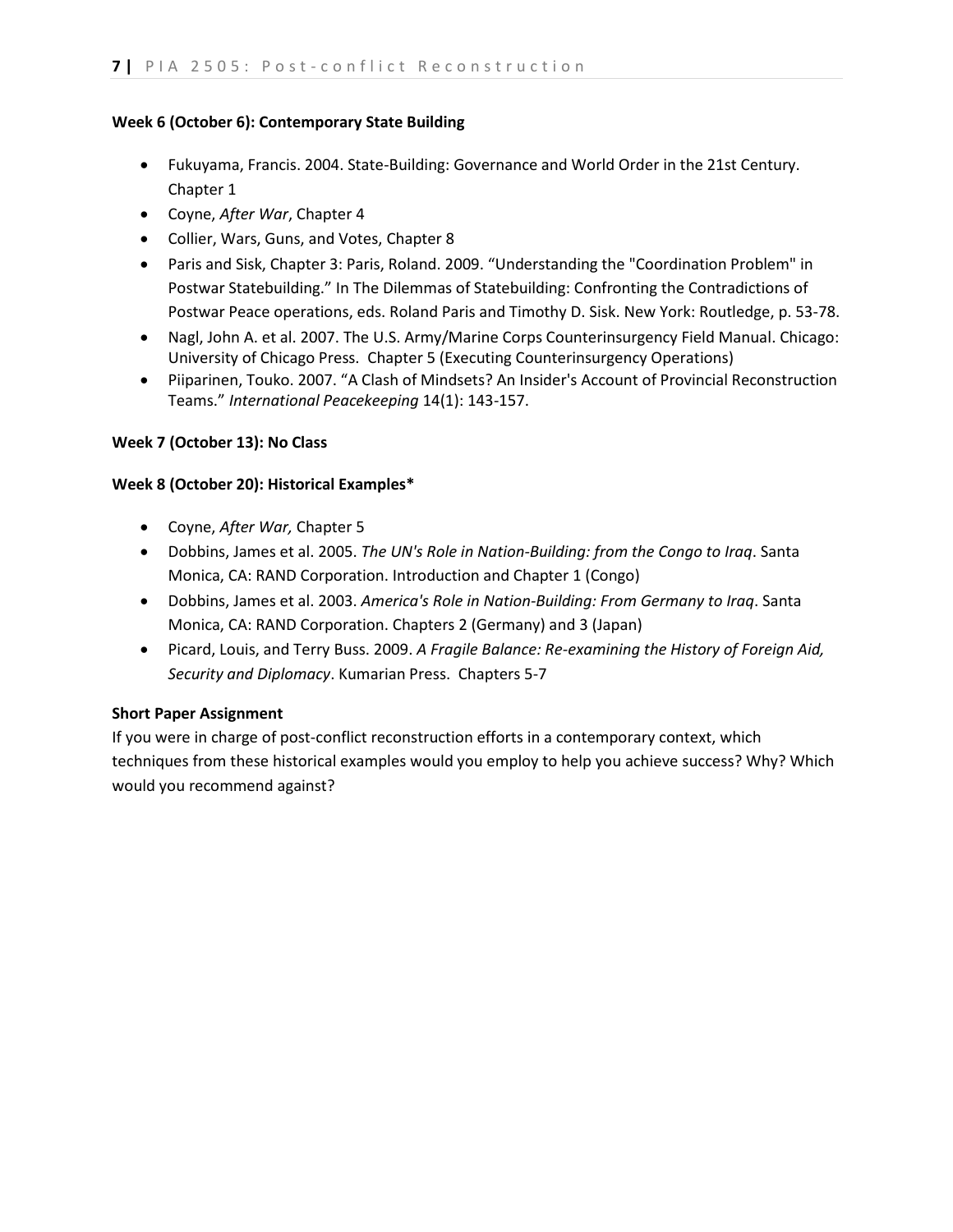**Week 6 (October 6): Contemporary State Building**

- Fukuyama, Francis. 2004. State-Building: Governance and World Order in the 21st Century. Chapter 1
- Coyne, *After War*, Chapter 4
- Collier, Wars, Guns, and Votes, Chapter 8
- Paris and Sisk, Chapter 3: Paris, Roland. 2009. "Understanding the "Coordination Problem" in Postwar Statebuilding." In The Dilemmas of Statebuilding: Confronting the Contradictions of Postwar Peace operations, eds. Roland Paris and Timothy D. Sisk. New York: Routledge, p. 53-78.
- Nagl, John A. et al. 2007. The U.S. Army/Marine Corps Counterinsurgency Field Manual. Chicago: University of Chicago Press. Chapter 5 (Executing Counterinsurgency Operations)
- Piiparinen, Touko. 2007. "A Clash of Mindsets? An Insider's Account of Provincial Reconstruction Teams." *International Peacekeeping* 14(1): 143-157.

**Week 7 (October 13): No Class**

**Week 8 (October 20): Historical Examples***

- Coyne, *After War,* Chapter 5
- Dobbins, James et al. 2005. *The UN's Role in Nation-Building: from the Congo to Iraq*. Santa Monica, CA: RAND Corporation. Introduction and Chapter 1 (Congo)
- Dobbins, James et al. 2003. *America's Role in Nation-Building: From Germany to Iraq*. Santa Monica, CA: RAND Corporation. Chapters 2 (Germany) and 3 (Japan)
- Picard, Louis, and Terry Buss. 2009. *A Fragile Balance: Re-examining the History of Foreign Aid, Security and Diplomacy*. Kumarian Press. Chapters 5-7

**Short Paper Assignment**
If you were in charge of post-conflict reconstruction efforts in a contemporary context, which techniques from these historical examples would you employ to help you achieve success? Why? Which would you recommend against?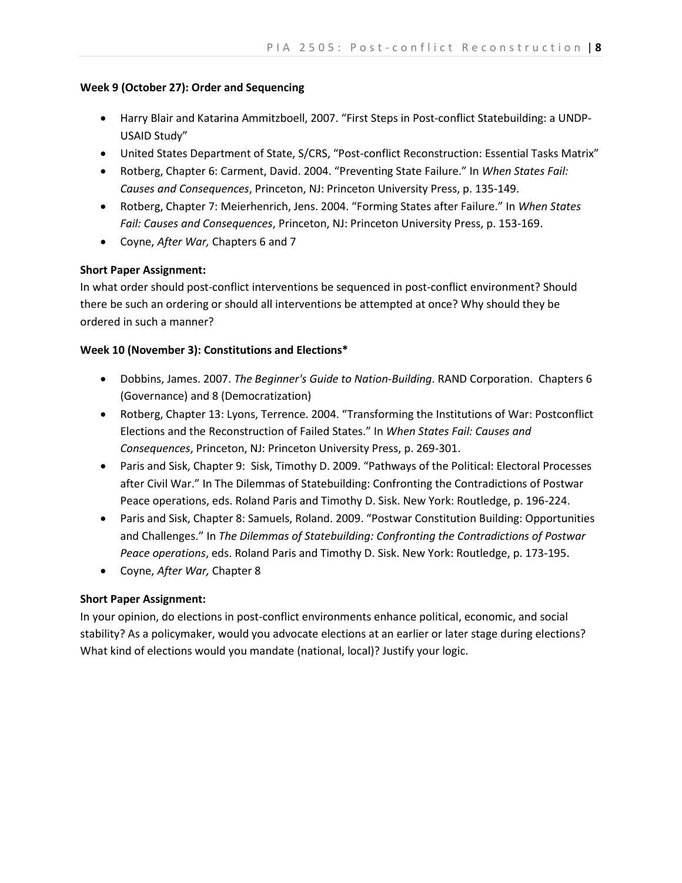**Week 9 (October 27): Order and Sequencing**

- Harry Blair and Katarina Ammitzboell, 2007. "First Steps in Post-conflict Statebuilding: a UNDP-USAID Study"
- United States Department of State, S/CRS, "Post-conflict Reconstruction: Essential Tasks Matrix"
- Rotberg, Chapter 6: Carment, David. 2004. "Preventing State Failure." In *When States Fail: Causes and Consequences*, Princeton, NJ: Princeton University Press, p. 135-149.
- Rotberg, Chapter 7: Meierhenrich, Jens. 2004. "Forming States after Failure." In *When States Fail: Causes and Consequences*, Princeton, NJ: Princeton University Press, p. 153-169.
- Coyne, *After War,* Chapters 6 and 7

**Short Paper Assignment:**
In what order should post-conflict interventions be sequenced in post-conflict environment? Should there be such an ordering or should all interventions be attempted at once? Why should they be ordered in such a manner?

**Week 10 (November 3): Constitutions and Elections***

- Dobbins, James. 2007. *The Beginner's Guide to Nation-Building*. RAND Corporation. Chapters 6 (Governance) and 8 (Democratization)
- Rotberg, Chapter 13: Lyons, Terrence. 2004. "Transforming the Institutions of War: Postconflict Elections and the Reconstruction of Failed States." In *When States Fail: Causes and Consequences*, Princeton, NJ: Princeton University Press, p. 269-301.
- Paris and Sisk, Chapter 9: Sisk, Timothy D. 2009. "Pathways of the Political: Electoral Processes after Civil War." In The Dilemmas of Statebuilding: Confronting the Contradictions of Postwar Peace operations, eds. Roland Paris and Timothy D. Sisk. New York: Routledge, p. 196-224.
- Paris and Sisk, Chapter 8: Samuels, Roland. 2009. "Postwar Constitution Building: Opportunities and Challenges." In *The Dilemmas of Statebuilding: Confronting the Contradictions of Postwar Peace operations*, eds. Roland Paris and Timothy D. Sisk. New York: Routledge, p. 173-195.
- Coyne, *After War,* Chapter 8

**Short Paper Assignment:**
In your opinion, do elections in post-conflict environments enhance political, economic, and social stability? As a policymaker, would you advocate elections at an earlier or later stage during elections? What kind of elections would you mandate (national, local)? Justify your logic.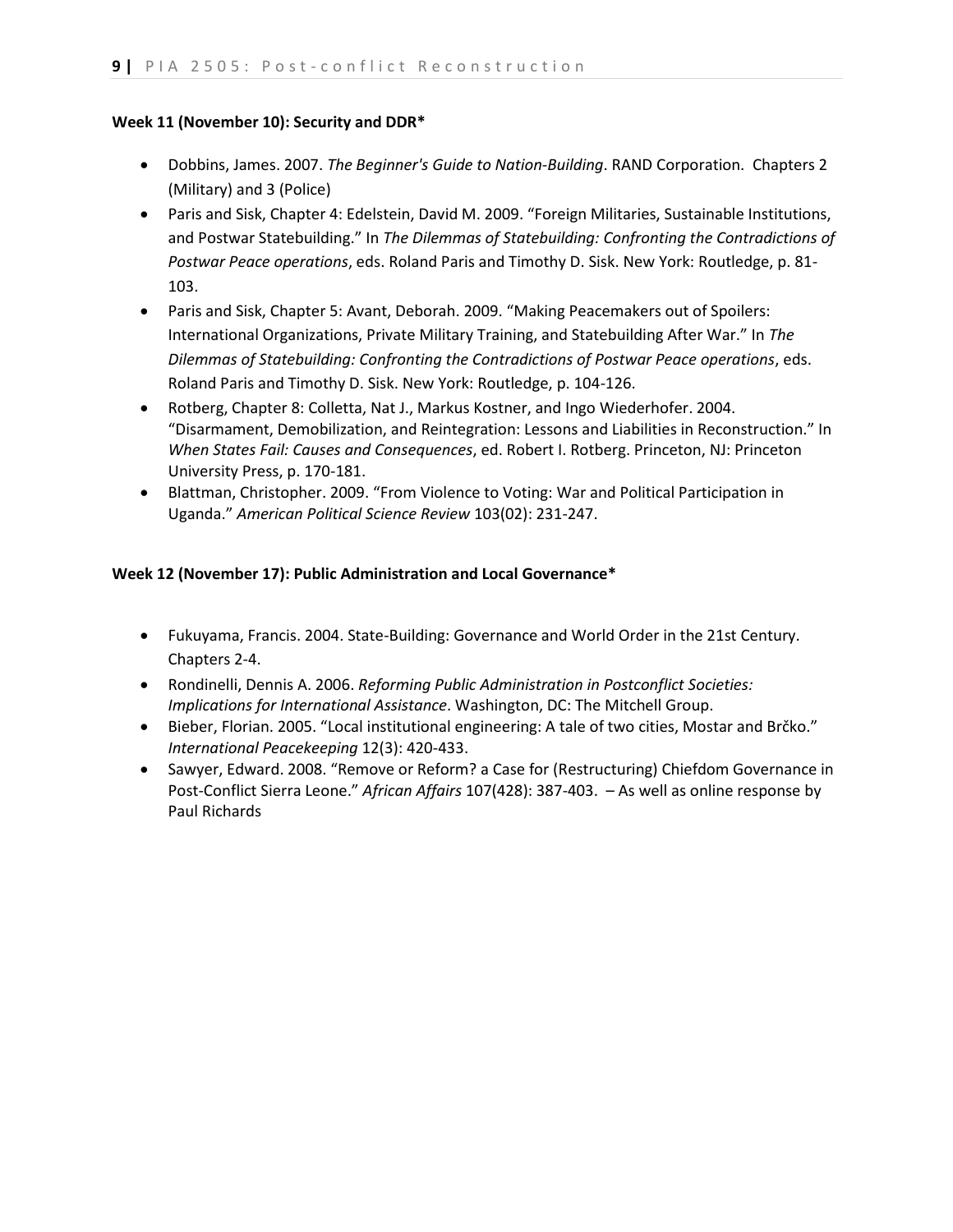**Week 11 (November 10): Security and DDR***

- Dobbins, James. 2007. *The Beginner's Guide to Nation-Building*. RAND Corporation. Chapters 2 (Military) and 3 (Police)
- Paris and Sisk, Chapter 4: Edelstein, David M. 2009. "Foreign Militaries, Sustainable Institutions, and Postwar Statebuilding." In *The Dilemmas of Statebuilding: Confronting the Contradictions of Postwar Peace operations*, eds. Roland Paris and Timothy D. Sisk. New York: Routledge, p. 81-103.
- Paris and Sisk, Chapter 5: Avant, Deborah. 2009. "Making Peacemakers out of Spoilers: International Organizations, Private Military Training, and Statebuilding After War." In *The Dilemmas of Statebuilding: Confronting the Contradictions of Postwar Peace operations*, eds. Roland Paris and Timothy D. Sisk. New York: Routledge, p. 104-126.
- Rotberg, Chapter 8: Colletta, Nat J., Markus Kostner, and Ingo Wiederhofer. 2004. "Disarmament, Demobilization, and Reintegration: Lessons and Liabilities in Reconstruction." In *When States Fail: Causes and Consequences*, ed. Robert I. Rotberg. Princeton, NJ: Princeton University Press, p. 170-181.
- Blattman, Christopher. 2009. "From Violence to Voting: War and Political Participation in Uganda." *American Political Science Review* 103(02): 231-247.

**Week 12 (November 17): Public Administration and Local Governance***

- Fukuyama, Francis. 2004. State-Building: Governance and World Order in the 21st Century. Chapters 2-4.
- Rondinelli, Dennis A. 2006. *Reforming Public Administration in Postconflict Societies: Implications for International Assistance*. Washington, DC: The Mitchell Group.
- Bieber, Florian. 2005. "Local institutional engineering: A tale of two cities, Mostar and Brčko." *International Peacekeeping* 12(3): 420-433.
- Sawyer, Edward. 2008. "Remove or Reform? a Case for (Restructuring) Chiefdom Governance in Post-Conflict Sierra Leone." *African Affairs* 107(428): 387-403. – As well as online response by Paul Richards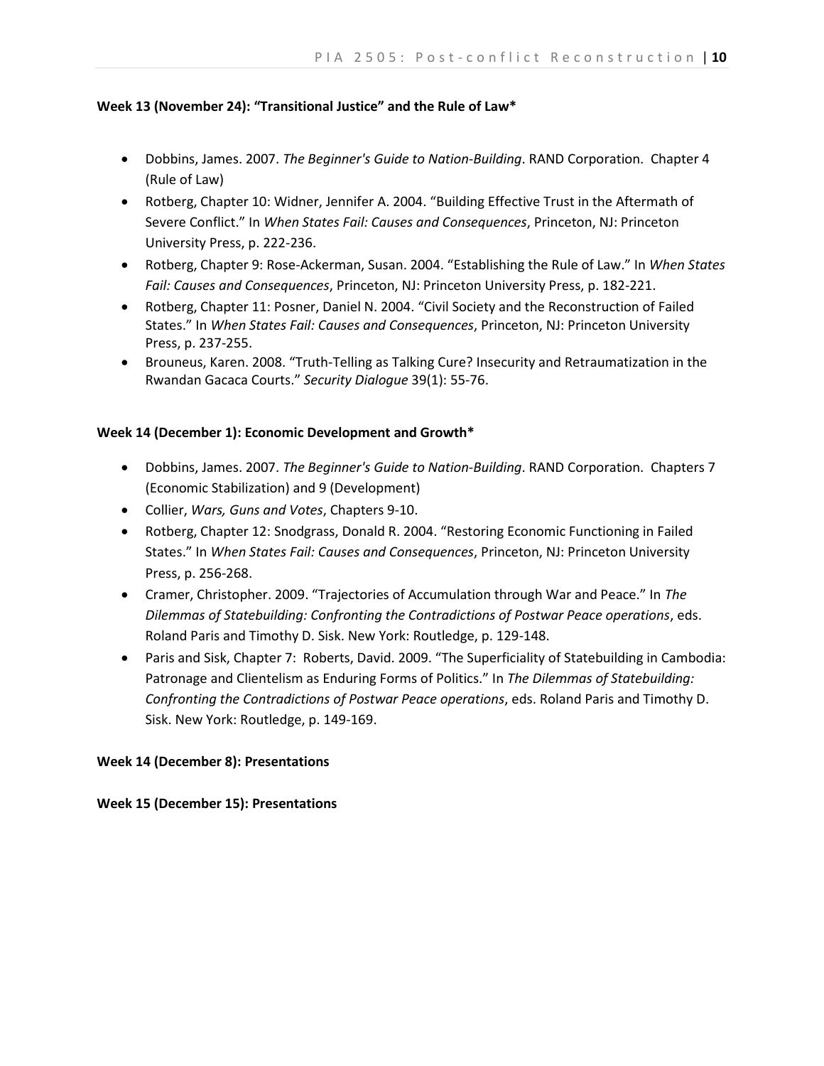**Week 13 (November 24): "Transitional Justice" and the Rule of Law***

- Dobbins, James. 2007. *The Beginner's Guide to Nation-Building*. RAND Corporation. Chapter 4 (Rule of Law)
- Rotberg, Chapter 10: Widner, Jennifer A. 2004. "Building Effective Trust in the Aftermath of Severe Conflict." In *When States Fail: Causes and Consequences*, Princeton, NJ: Princeton University Press, p. 222-236.
- Rotberg, Chapter 9: Rose-Ackerman, Susan. 2004. "Establishing the Rule of Law." In *When States Fail: Causes and Consequences*, Princeton, NJ: Princeton University Press, p. 182-221.
- Rotberg, Chapter 11: Posner, Daniel N. 2004. "Civil Society and the Reconstruction of Failed States." In *When States Fail: Causes and Consequences*, Princeton, NJ: Princeton University Press, p. 237-255.
- Brouneus, Karen. 2008. "Truth-Telling as Talking Cure? Insecurity and Retraumatization in the Rwandan Gacaca Courts." *Security Dialogue* 39(1): 55-76.

**Week 14 (December 1): Economic Development and Growth***

- Dobbins, James. 2007. *The Beginner's Guide to Nation-Building*. RAND Corporation. Chapters 7 (Economic Stabilization) and 9 (Development)
- Collier, *Wars, Guns and Votes*, Chapters 9-10.
- Rotberg, Chapter 12: Snodgrass, Donald R. 2004. "Restoring Economic Functioning in Failed States." In *When States Fail: Causes and Consequences*, Princeton, NJ: Princeton University Press, p. 256-268.
- Cramer, Christopher. 2009. "Trajectories of Accumulation through War and Peace." In *The Dilemmas of Statebuilding: Confronting the Contradictions of Postwar Peace operations*, eds. Roland Paris and Timothy D. Sisk. New York: Routledge, p. 129-148.
- Paris and Sisk, Chapter 7: Roberts, David. 2009. "The Superficiality of Statebuilding in Cambodia: Patronage and Clientelism as Enduring Forms of Politics." In *The Dilemmas of Statebuilding: Confronting the Contradictions of Postwar Peace operations*, eds. Roland Paris and Timothy D. Sisk. New York: Routledge, p. 149-169.

**Week 14 (December 8): Presentations**

**Week 15 (December 15): Presentations**